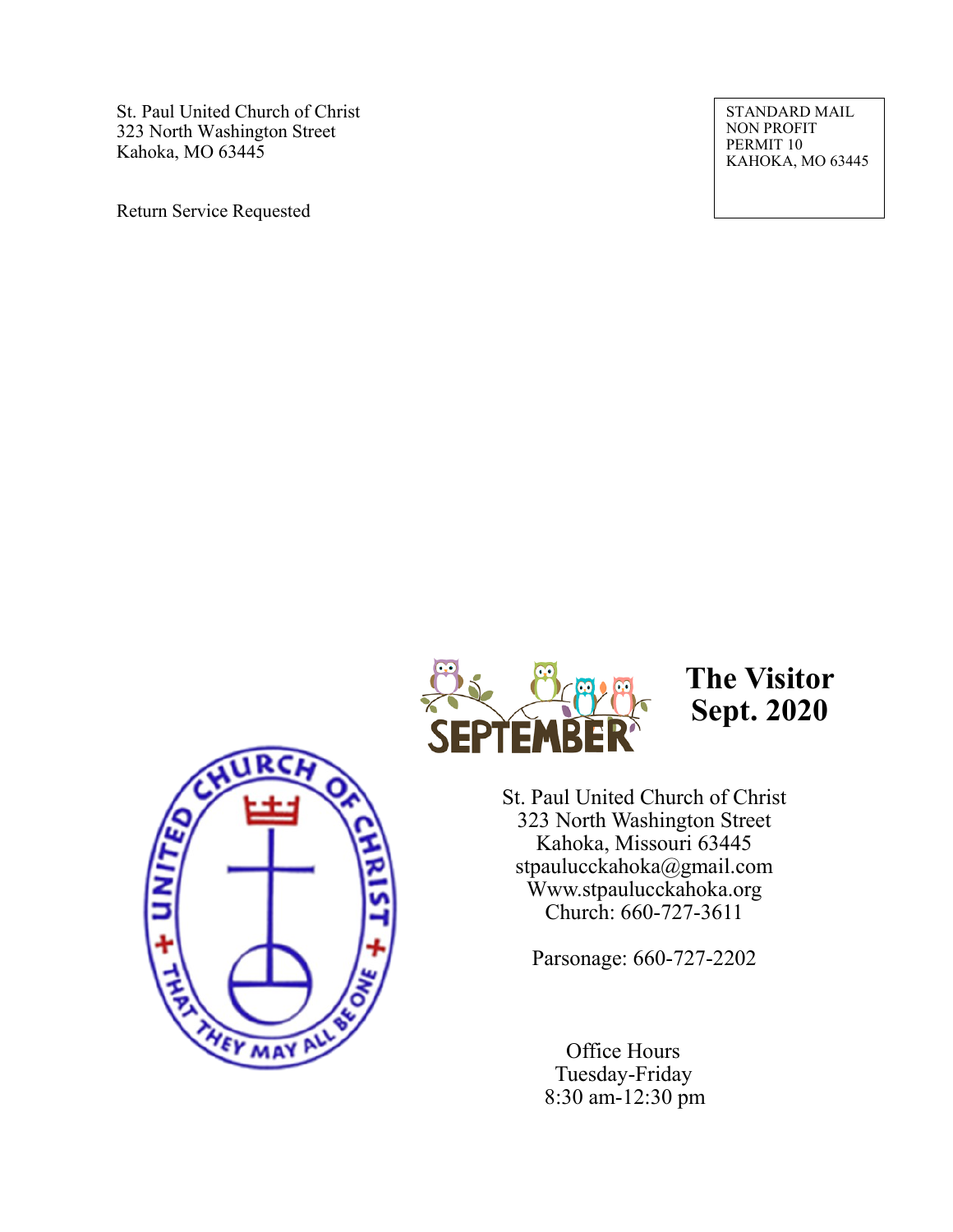St. Paul United Church of Christ
323 North Washington Street
Kahoka, MO 63445

Return Service Requested

STANDARD MAIL
NON PROFIT
PERMIT 10
KAHOKA, MO 63445

# The Visitor
# Sept. 2020

St. Paul United Church of Christ
323 North Washington Street
Kahoka, Missouri 63445
stpaulucckahoka@gmail.com
Www.stpaulucckahoka.org
Church: 660-727-3611

Parsonage: 660-727-2202

Office Hours
Tuesday-Friday
8:30 am-12:30 pm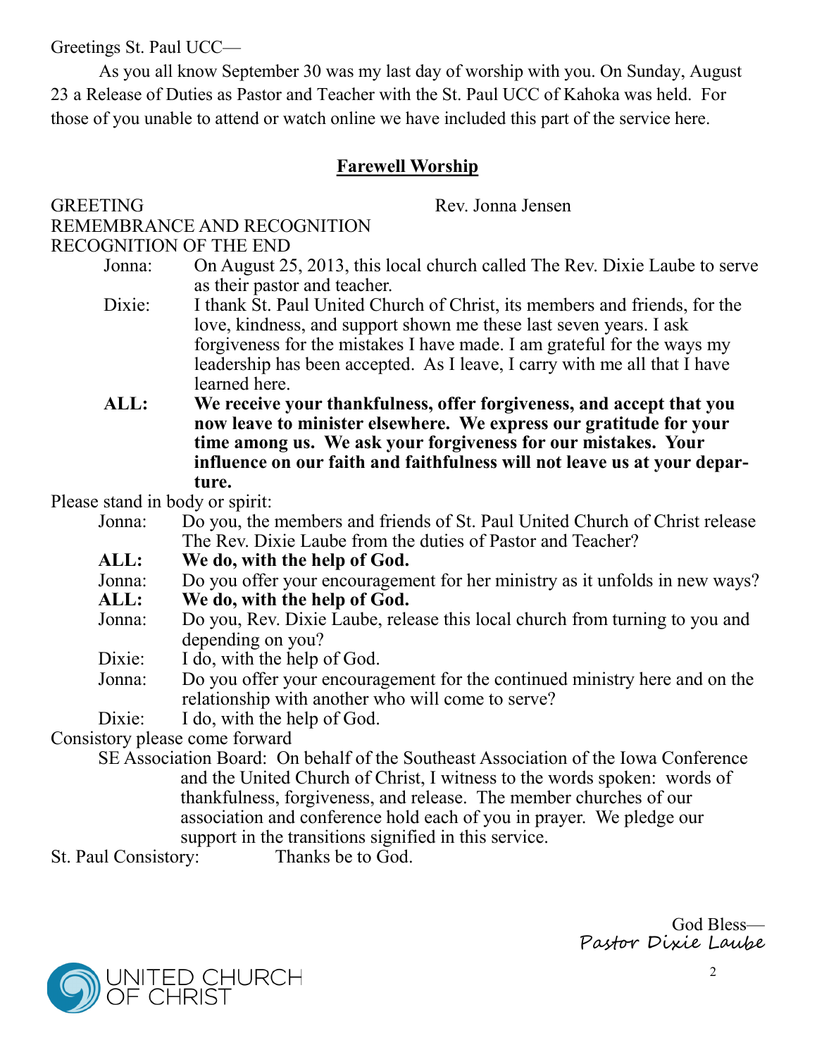Greetings St. Paul UCC—

As you all know September 30 was my last day of worship with you. On Sunday, August 23 a Release of Duties as Pastor and Teacher with the St. Paul UCC of Kahoka was held. For those of you unable to attend or watch online we have included this part of the service here.

## Farewell Worship

GREETING Rev. Jonna Jensen

REMEMBRANCE AND RECOGNITION

RECOGNITION OF THE END

Jonna: On August 25, 2013, this local church called The Rev. Dixie Laube to serve as their pastor and teacher.

Dixie: I thank St. Paul United Church of Christ, its members and friends, for the love, kindness, and support shown me these last seven years. I ask forgiveness for the mistakes I have made. I am grateful for the ways my leadership has been accepted. As I leave, I carry with me all that I have learned here.

**ALL: We receive your thankfulness, offer forgiveness, and accept that you now leave to minister elsewhere. We express our gratitude for your time among us. We ask your forgiveness for our mistakes. Your influence on our faith and faithfulness will not leave us at your departure.**

Please stand in body or spirit:

Jonna: Do you, the members and friends of St. Paul United Church of Christ release The Rev. Dixie Laube from the duties of Pastor and Teacher?

**ALL: We do, with the help of God.**

Jonna: Do you offer your encouragement for her ministry as it unfolds in new ways?

**ALL: We do, with the help of God.**

Jonna: Do you, Rev. Dixie Laube, release this local church from turning to you and depending on you?

Dixie: I do, with the help of God.

Jonna: Do you offer your encouragement for the continued ministry here and on the relationship with another who will come to serve?

Dixie: I do, with the help of God.

Consistory please come forward

SE Association Board: On behalf of the Southeast Association of the Iowa Conference and the United Church of Christ, I witness to the words spoken: words of thankfulness, forgiveness, and release. The member churches of our association and conference hold each of you in prayer. We pledge our support in the transitions signified in this service.

St. Paul Consistory: Thanks be to God.

God Bless—
*Pastor Dixie Laube*

UNITED CHURCH OF CHRIST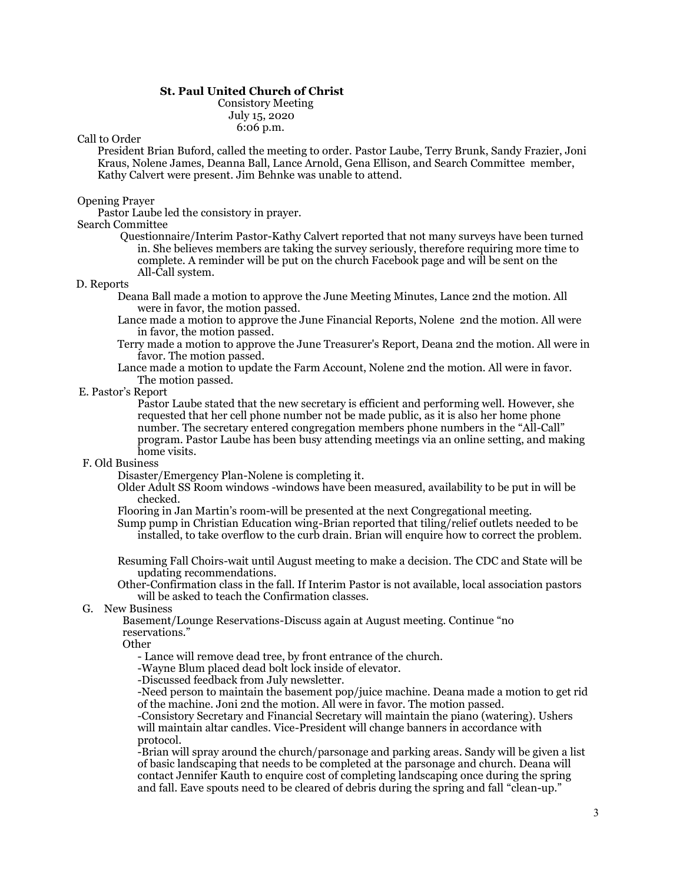**St. Paul United Church of Christ**
Consistory Meeting
July 15, 2020
6:06 p.m.

Call to Order

President Brian Buford, called the meeting to order. Pastor Laube, Terry Brunk, Sandy Frazier, Joni Kraus, Nolene James, Deanna Ball, Lance Arnold, Gena Ellison, and Search Committee member, Kathy Calvert were present. Jim Behnke was unable to attend.

Opening Prayer

Pastor Laube led the consistory in prayer.

Search Committee

Questionnaire/Interim Pastor-Kathy Calvert reported that not many surveys have been turned in. She believes members are taking the survey seriously, therefore requiring more time to complete. A reminder will be put on the church Facebook page and will be sent on the All-Call system.

D. Reports

Deana Ball made a motion to approve the June Meeting Minutes, Lance 2nd the motion. All were in favor, the motion passed.

Lance made a motion to approve the June Financial Reports, Nolene 2nd the motion. All were in favor, the motion passed.

Terry made a motion to approve the June Treasurer's Report, Deana 2nd the motion. All were in favor. The motion passed.

Lance made a motion to update the Farm Account, Nolene 2nd the motion. All were in favor. The motion passed.

E. Pastor's Report

Pastor Laube stated that the new secretary is efficient and performing well. However, she requested that her cell phone number not be made public, as it is also her home phone number. The secretary entered congregation members phone numbers in the "All-Call" program. Pastor Laube has been busy attending meetings via an online setting, and making home visits.

F. Old Business

Disaster/Emergency Plan-Nolene is completing it.

Older Adult SS Room windows -windows have been measured, availability to be put in will be checked.

Flooring in Jan Martin's room-will be presented at the next Congregational meeting.

Sump pump in Christian Education wing-Brian reported that tiling/relief outlets needed to be installed, to take overflow to the curb drain. Brian will enquire how to correct the problem.

Resuming Fall Choirs-wait until August meeting to make a decision. The CDC and State will be updating recommendations.

Other-Confirmation class in the fall. If Interim Pastor is not available, local association pastors will be asked to teach the Confirmation classes.

G. New Business

Basement/Lounge Reservations-Discuss again at August meeting. Continue "no reservations."

Other

- Lance will remove dead tree, by front entrance of the church.
- Wayne Blum placed dead bolt lock inside of elevator.
- Discussed feedback from July newsletter.
- Need person to maintain the basement pop/juice machine. Deana made a motion to get rid of the machine. Joni 2nd the motion. All were in favor. The motion passed.
- Consistory Secretary and Financial Secretary will maintain the piano (watering). Ushers will maintain altar candles. Vice-President will change banners in accordance with protocol.
- Brian will spray around the church/parsonage and parking areas. Sandy will be given a list of basic landscaping that needs to be completed at the parsonage and church. Deana will contact Jennifer Kauth to enquire cost of completing landscaping once during the spring and fall. Eave spouts need to be cleared of debris during the spring and fall "clean-up."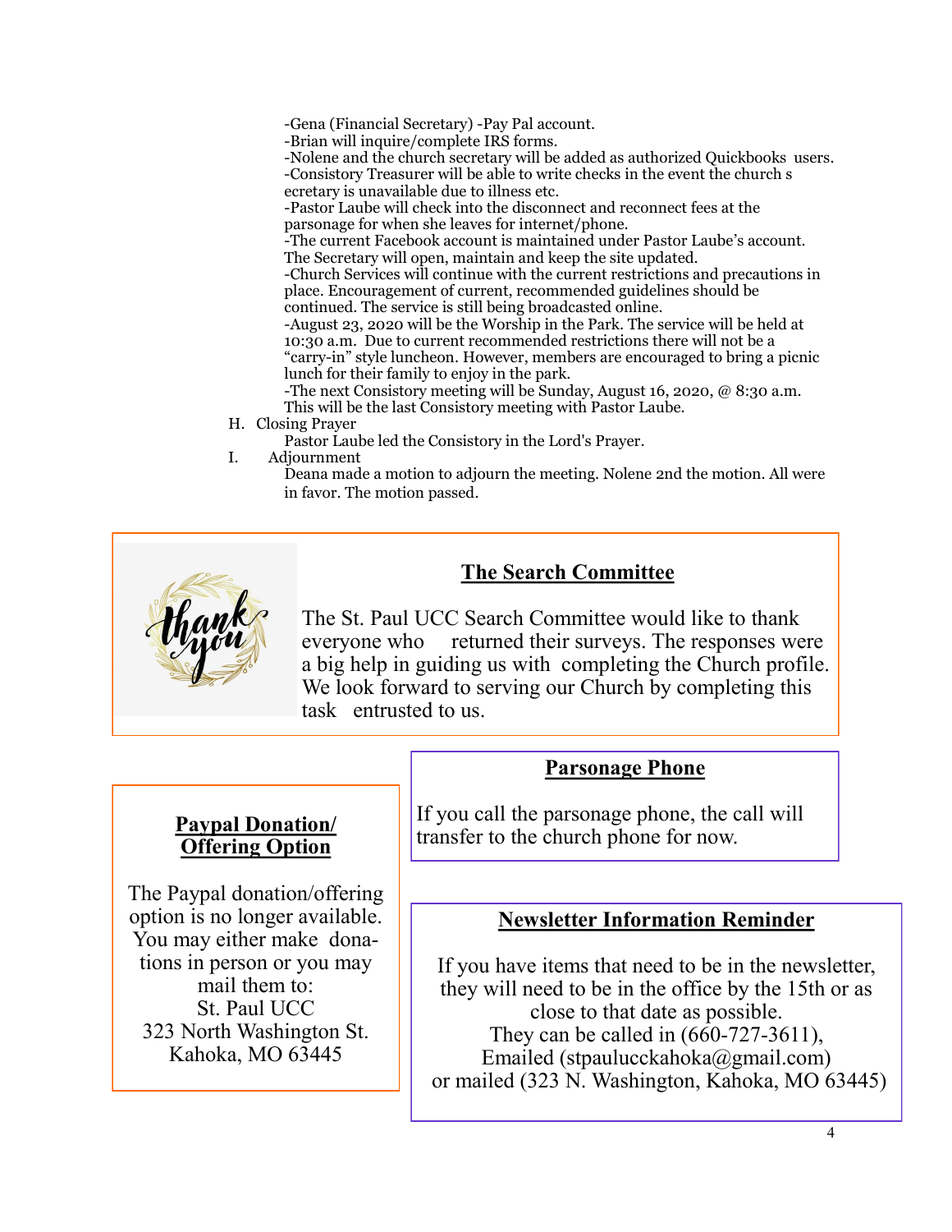-Gena (Financial Secretary) -Pay Pal account.
-Brian will inquire/complete IRS forms.
-Nolene and the church secretary will be added as authorized Quickbooks users.
-Consistory Treasurer will be able to write checks in the event the church s ecretary is unavailable due to illness etc.
-Pastor Laube will check into the disconnect and reconnect fees at the parsonage for when she leaves for internet/phone.
-The current Facebook account is maintained under Pastor Laube's account. The Secretary will open, maintain and keep the site updated.
-Church Services will continue with the current restrictions and precautions in place. Encouragement of current, recommended guidelines should be continued. The service is still being broadcasted online.
-August 23, 2020 will be the Worship in the Park. The service will be held at 10:30 a.m. Due to current recommended restrictions there will not be a "carry-in" style luncheon. However, members are encouraged to bring a picnic lunch for their family to enjoy in the park.
-The next Consistory meeting will be Sunday, August 16, 2020, @ 8:30 a.m. This will be the last Consistory meeting with Pastor Laube.

H. Closing Prayer
Pastor Laube led the Consistory in the Lord's Prayer.

I. Adjournment
Deana made a motion to adjourn the meeting. Nolene 2nd the motion. All were in favor. The motion passed.

## The Search Committee

The St. Paul UCC Search Committee would like to thank everyone who returned their surveys. The responses were a big help in guiding us with completing the Church profile. We look forward to serving our Church by completing this task entrusted to us.

## Parsonage Phone

If you call the parsonage phone, the call will transfer to the church phone for now.

## Paypal Donation/ Offering Option

The Paypal donation/offering option is no longer available. You may either make donations in person or you may mail them to:
St. Paul UCC
323 North Washington St.
Kahoka, MO 63445

## Newsletter Information Reminder

If you have items that need to be in the newsletter, they will need to be in the office by the 15th or as close to that date as possible.
They can be called in (660-727-3611),
Emailed (stpaulucckahoka@gmail.com)
or mailed (323 N. Washington, Kahoka, MO 63445)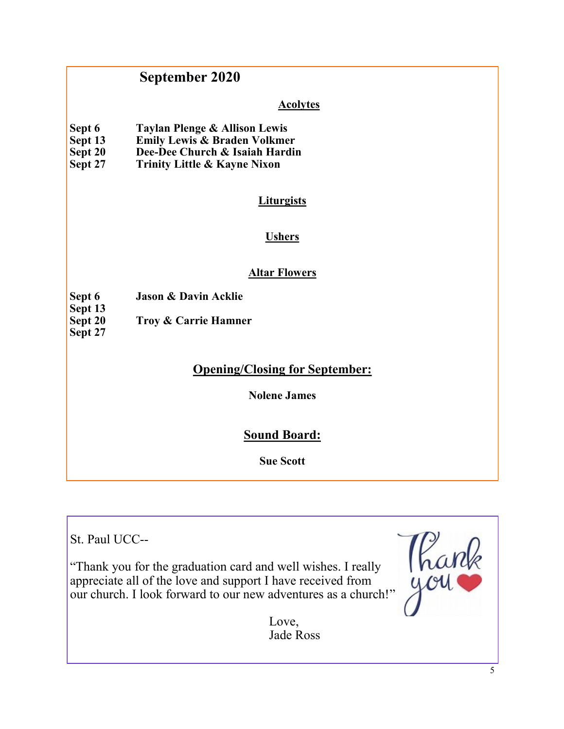## September 2020

**Acolytes**

| | |
|---|---|
| **Sept 6** | **Taylan Plenge & Allison Lewis** |
| **Sept 13** | **Emily Lewis & Braden Volkmer** |
| **Sept 20** | **Dee-Dee Church & Isaiah Hardin** |
| **Sept 27** | **Trinity Little & Kayne Nixon** |

**Liturgists**

**Ushers**

**Altar Flowers**

| | |
|---|---|
| **Sept 6** | **Jason & Davin Acklie** |
| **Sept 13** | |
| **Sept 20** | **Troy & Carrie Hamner** |
| **Sept 27** | |

**Opening/Closing for September:**

**Nolene James**

**Sound Board:**

**Sue Scott**

---

St. Paul UCC--

"Thank you for the graduation card and well wishes. I really appreciate all of the love and support I have received from our church. I look forward to our new adventures as a church!"

Love,
Jade Ross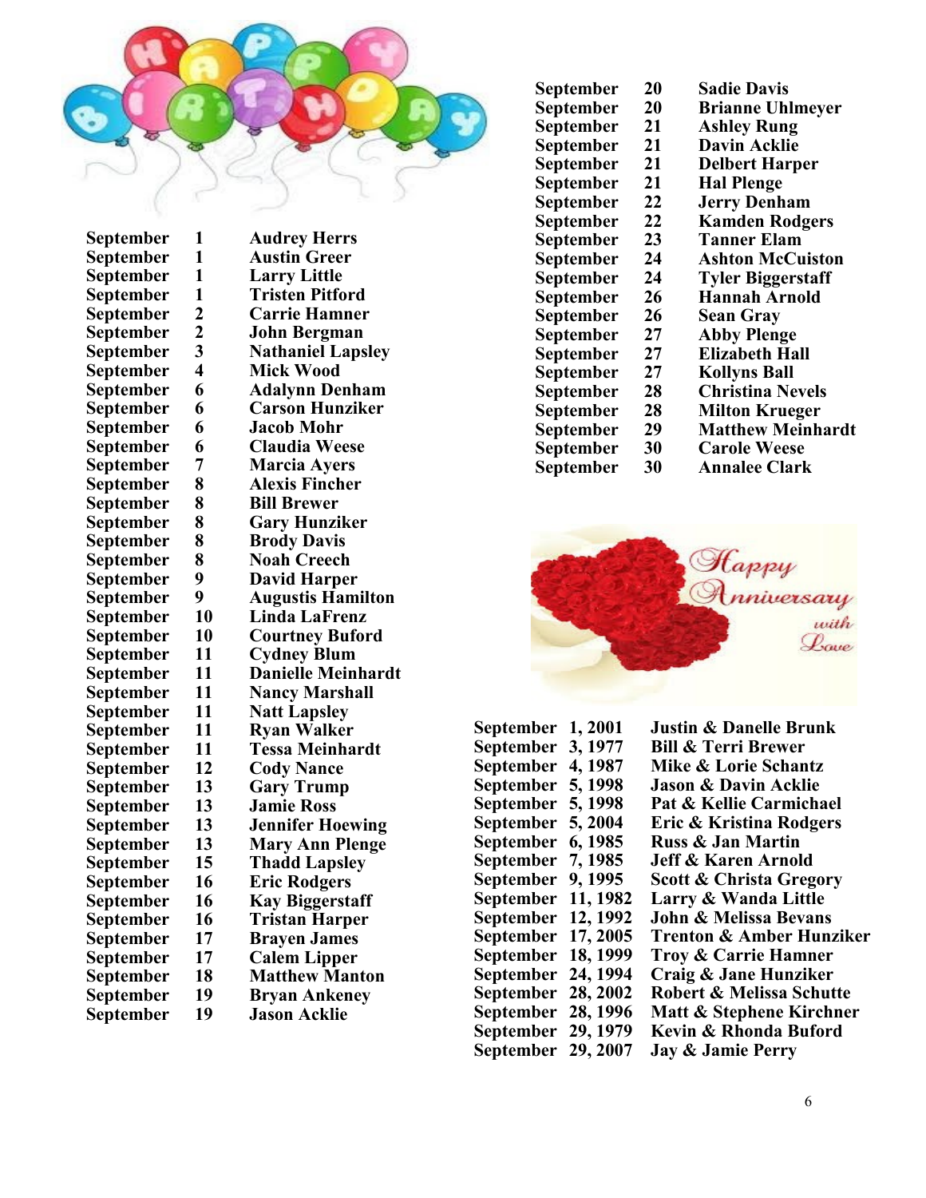# Happy Birthday

| | | |
|---|---|---|
| September | 1 | Audrey Herrs |
| September | 1 | Austin Greer |
| September | 1 | Larry Little |
| September | 1 | Tristen Pitford |
| September | 2 | Carrie Hamner |
| September | 2 | John Bergman |
| September | 3 | Nathaniel Lapsley |
| September | 4 | Mick Wood |
| September | 6 | Adalynn Denham |
| September | 6 | Carson Hunziker |
| September | 6 | Jacob Mohr |
| September | 6 | Claudia Weese |
| September | 7 | Marcia Ayers |
| September | 8 | Alexis Fincher |
| September | 8 | Bill Brewer |
| September | 8 | Gary Hunziker |
| September | 8 | Brody Davis |
| September | 8 | Noah Creech |
| September | 9 | David Harper |
| September | 9 | Augustis Hamilton |
| September | 10 | Linda LaFrenz |
| September | 10 | Courtney Buford |
| September | 11 | Cydney Blum |
| September | 11 | Danielle Meinhardt |
| September | 11 | Nancy Marshall |
| September | 11 | Natt Lapsley |
| September | 11 | Ryan Walker |
| September | 11 | Tessa Meinhardt |
| September | 12 | Cody Nance |
| September | 13 | Gary Trump |
| September | 13 | Jamie Ross |
| September | 13 | Jennifer Hoewing |
| September | 13 | Mary Ann Plenge |
| September | 15 | Thadd Lapsley |
| September | 16 | Eric Rodgers |
| September | 16 | Kay Biggerstaff |
| September | 16 | Tristan Harper |
| September | 17 | Brayen James |
| September | 17 | Calem Lipper |
| September | 18 | Matthew Manton |
| September | 19 | Bryan Ankeney |
| September | 19 | Jason Acklie |
| September | 20 | Sadie Davis |
| September | 20 | Brianne Uhlmeyer |
| September | 21 | Ashley Rung |
| September | 21 | Davin Acklie |
| September | 21 | Delbert Harper |
| September | 21 | Hal Plenge |
| September | 22 | Jerry Denham |
| September | 22 | Kamden Rodgers |
| September | 23 | Tanner Elam |
| September | 24 | Ashton McCuiston |
| September | 24 | Tyler Biggerstaff |
| September | 26 | Hannah Arnold |
| September | 26 | Sean Gray |
| September | 27 | Abby Plenge |
| September | 27 | Elizabeth Hall |
| September | 27 | Kollyns Ball |
| September | 28 | Christina Nevels |
| September | 28 | Milton Krueger |
| September | 29 | Matthew Meinhardt |
| September | 30 | Carole Weese |
| September | 30 | Annalee Clark |

# Happy Anniversary with Love

| | |
|---|---|
| September 1, 2001 | Justin & Danelle Brunk |
| September 3, 1977 | Bill & Terri Brewer |
| September 4, 1987 | Mike & Lorie Schantz |
| September 5, 1998 | Jason & Davin Acklie |
| September 5, 1998 | Pat & Kellie Carmichael |
| September 5, 2004 | Eric & Kristina Rodgers |
| September 6, 1985 | Russ & Jan Martin |
| September 7, 1985 | Jeff & Karen Arnold |
| September 9, 1995 | Scott & Christa Gregory |
| September 11, 1982 | Larry & Wanda Little |
| September 12, 1992 | John & Melissa Bevans |
| September 17, 2005 | Trenton & Amber Hunziker |
| September 18, 1999 | Troy & Carrie Hamner |
| September 24, 1994 | Craig & Jane Hunziker |
| September 28, 2002 | Robert & Melissa Schutte |
| September 28, 1996 | Matt & Stephene Kirchner |
| September 29, 1979 | Kevin & Rhonda Buford |
| September 29, 2007 | Jay & Jamie Perry |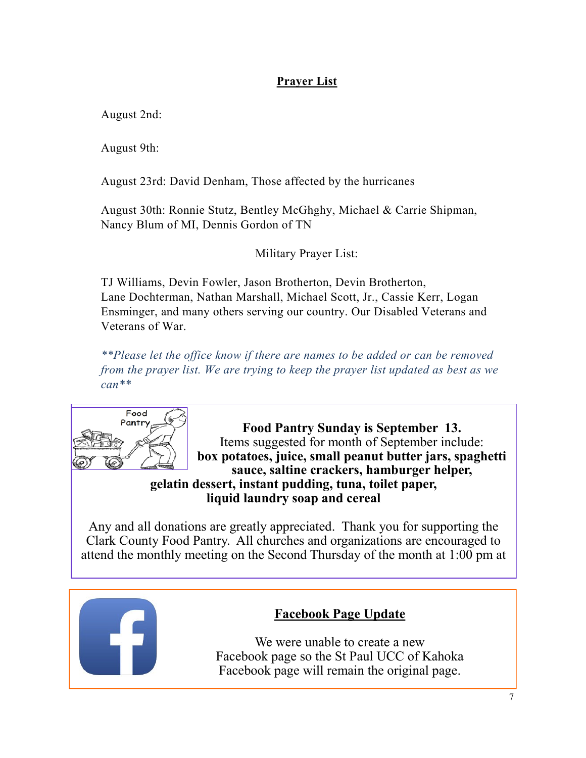## Prayer List

August 2nd:

August 9th:

August 23rd: David Denham, Those affected by the hurricanes

August 30th: Ronnie Stutz, Bentley McGhghy, Michael & Carrie Shipman, Nancy Blum of MI, Dennis Gordon of TN

Military Prayer List:

TJ Williams, Devin Fowler, Jason Brotherton, Devin Brotherton, Lane Dochterman, Nathan Marshall, Michael Scott, Jr., Cassie Kerr, Logan Ensminger, and many others serving our country. Our Disabled Veterans and Veterans of War.

*\*\*Please let the office know if there are names to be added or can be removed from the prayer list. We are trying to keep the prayer list updated as best as we can\*\**

**Food Pantry Sunday is September 13.**

Items suggested for month of September include:
**box potatoes, juice, small peanut butter jars, spaghetti sauce, saltine crackers, hamburger helper, gelatin dessert, instant pudding, tuna, toilet paper, liquid laundry soap and cereal**

Any and all donations are greatly appreciated. Thank you for supporting the Clark County Food Pantry. All churches and organizations are encouraged to attend the monthly meeting on the Second Thursday of the month at 1:00 pm at

## Facebook Page Update

We were unable to create a new Facebook page so the St Paul UCC of Kahoka Facebook page will remain the original page.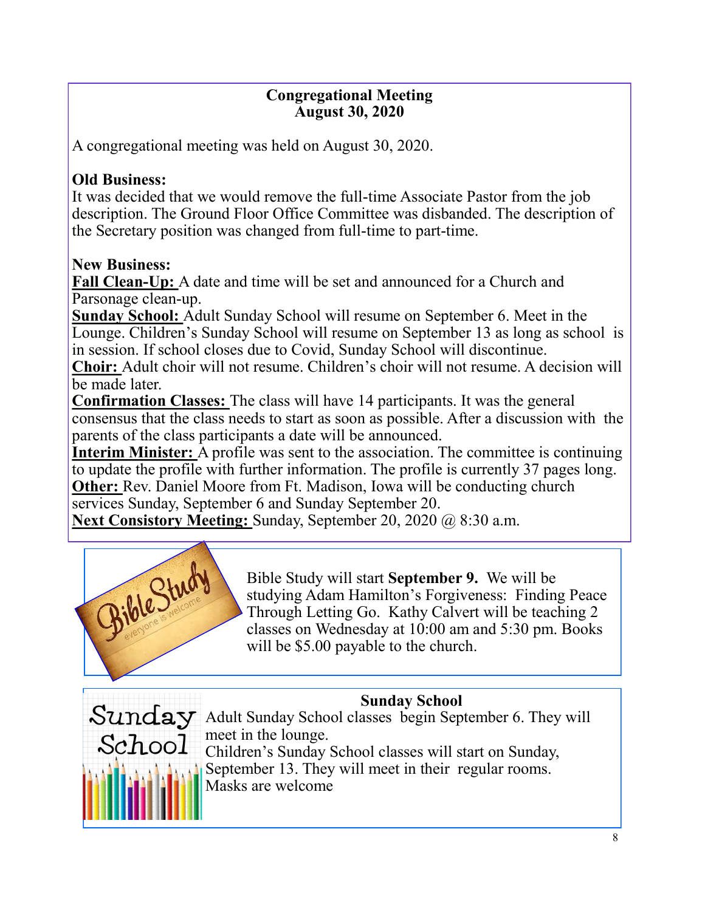## Congregational Meeting
## August 30, 2020

A congregational meeting was held on August 30, 2020.

**Old Business:**
It was decided that we would remove the full-time Associate Pastor from the job description. The Ground Floor Office Committee was disbanded. The description of the Secretary position was changed from full-time to part-time.

**New Business:**
**Fall Clean-Up:** A date and time will be set and announced for a Church and Parsonage clean-up.
**Sunday School:** Adult Sunday School will resume on September 6. Meet in the Lounge. Children's Sunday School will resume on September 13 as long as school is in session. If school closes due to Covid, Sunday School will discontinue.
**Choir:** Adult choir will not resume. Children's choir will not resume. A decision will be made later.
**Confirmation Classes:** The class will have 14 participants. It was the general consensus that the class needs to start as soon as possible. After a discussion with the parents of the class participants a date will be announced.
**Interim Minister:** A profile was sent to the association. The committee is continuing to update the profile with further information. The profile is currently 37 pages long.
**Other:** Rev. Daniel Moore from Ft. Madison, Iowa will be conducting church services Sunday, September 6 and Sunday September 20.
**Next Consistory Meeting:** Sunday, September 20, 2020 @ 8:30 a.m.

Bible Study
everyone is welcome

Bible Study will start **September 9.** We will be studying Adam Hamilton's Forgiveness: Finding Peace Through Letting Go. Kathy Calvert will be teaching 2 classes on Wednesday at 10:00 am and 5:30 pm. Books will be $5.00 payable to the church.

Sunday School

### Sunday School

Adult Sunday School classes begin September 6. They will meet in the lounge.
Children's Sunday School classes will start on Sunday, September 13. They will meet in their regular rooms.
Masks are welcome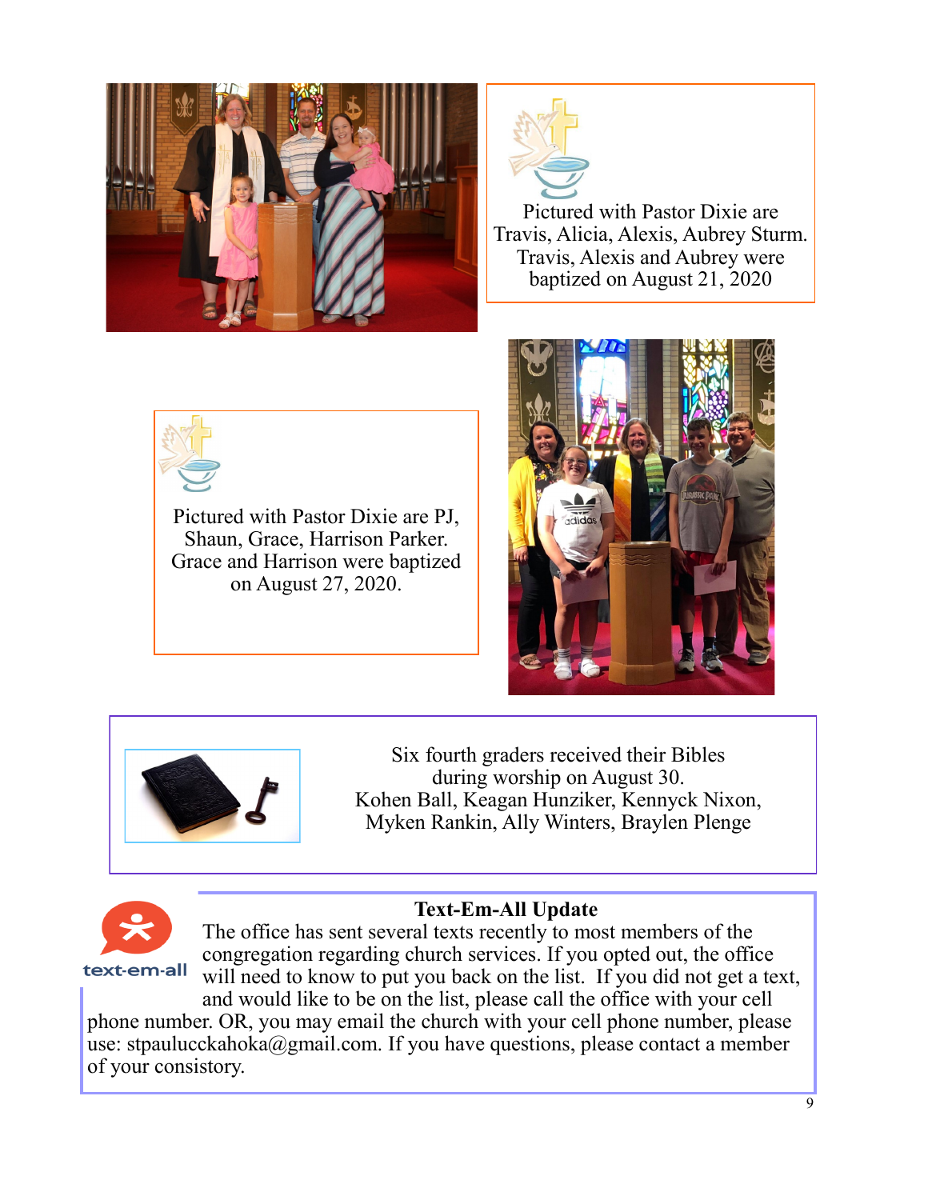Pictured with Pastor Dixie are Travis, Alicia, Alexis, Aubrey Sturm. Travis, Alexis and Aubrey were baptized on August 21, 2020

Pictured with Pastor Dixie are PJ, Shaun, Grace, Harrison Parker. Grace and Harrison were baptized on August 27, 2020.

Six fourth graders received their Bibles during worship on August 30.
Kohen Ball, Keagan Hunziker, Kennyck Nixon, Myken Rankin, Ally Winters, Braylen Plenge

**Text-Em-All Update**

The office has sent several texts recently to most members of the congregation regarding church services. If you opted out, the office will need to know to put you back on the list. If you did not get a text, and would like to be on the list, please call the office with your cell phone number. OR, you may email the church with your cell phone number, please use: stpaulucckahoka@gmail.com. If you have questions, please contact a member of your consistory.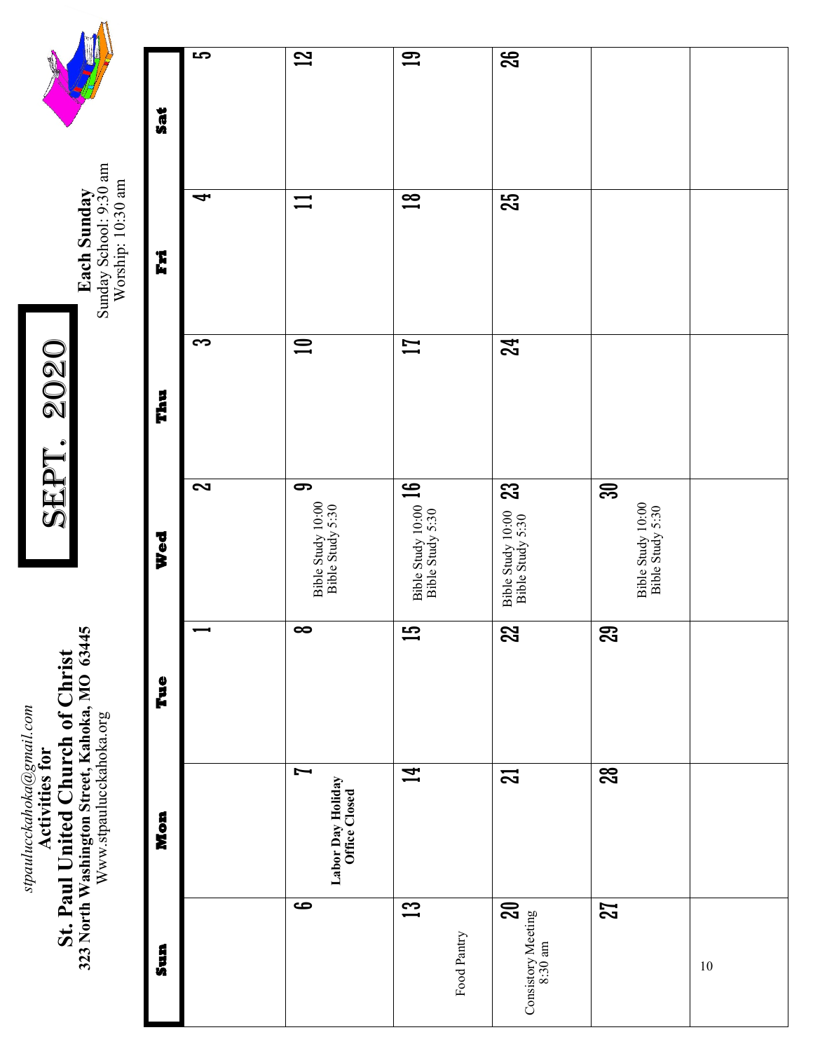*stpaulucckahoka@gmail.com*

**Activities for**

# St. Paul United Church of Christ

**323 North Washington Street, Kahoka, MO 63445**

Www.stpaulucckahoka.org

# SEPT. 2020

**Each Sunday**

Sunday School: 9:30 am

Worship: 10:30 am

| Sun | Mon | Tue | Wed | Thu | Fri | Sat |
|---|---|---|---|---|---|---|
| | | 1 | 2 | 3 | 4 | 5 |
| 6 | 7<br>**Labor Day Holiday Office Closed** | 8 | 9<br>Bible Study 10:00<br>Bible Study 5:30 | 10 | 11 | 12 |
| 13<br>Food Pantry | 14 | 15 | 16<br>Bible Study 10:00<br>Bible Study 5:30 | 17 | 18 | 19 |
| 20<br>Consistory Meeting 8:30 am | 21 | 22 | 23<br>Bible Study 10:00<br>Bible Study 5:30 | 24 | 25 | 26 |
| 27 | 28 | 29 | 30<br>Bible Study 10:00<br>Bible Study 5:30 | | | |
| | | | | | | |